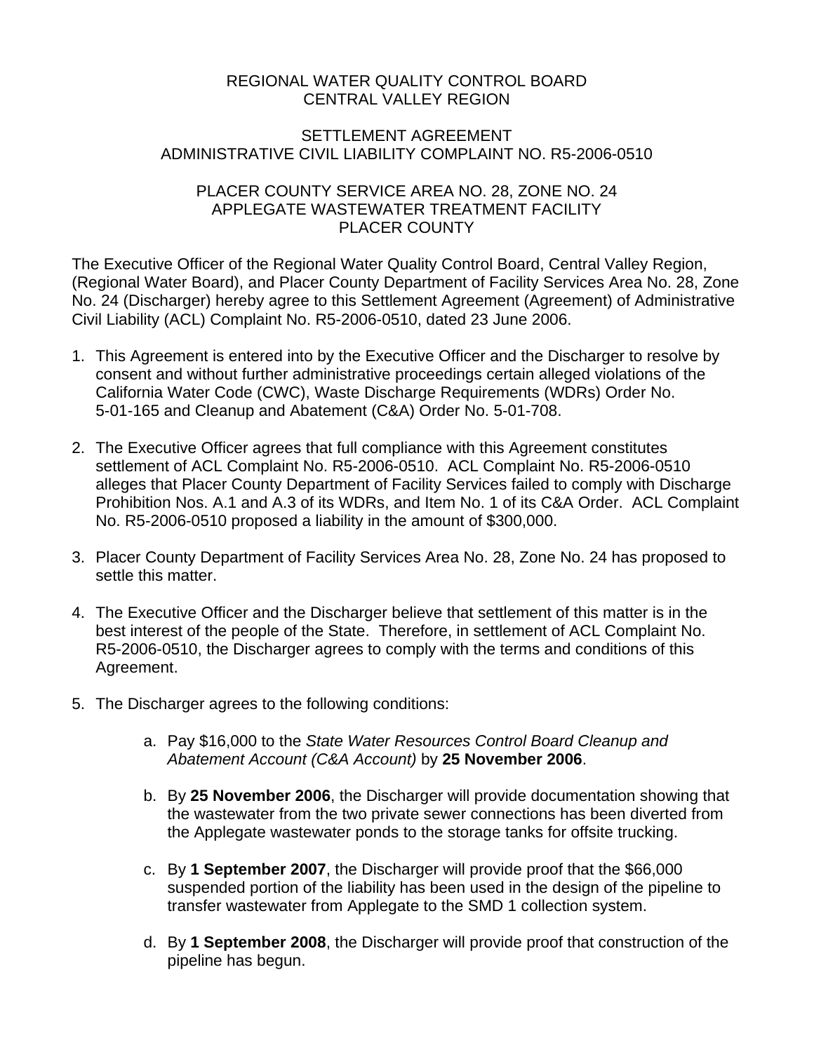REGIONAL WATER QUALITY CONTROL BOARD
CENTRAL VALLEY REGION

SETTLEMENT AGREEMENT
ADMINISTRATIVE CIVIL LIABILITY COMPLAINT NO. R5-2006-0510

PLACER COUNTY SERVICE AREA NO. 28, ZONE NO. 24
APPLEGATE WASTEWATER TREATMENT FACILITY
PLACER COUNTY

The Executive Officer of the Regional Water Quality Control Board, Central Valley Region, (Regional Water Board), and Placer County Department of Facility Services Area No. 28, Zone No. 24 (Discharger) hereby agree to this Settlement Agreement (Agreement) of Administrative Civil Liability (ACL) Complaint No. R5-2006-0510, dated 23 June 2006.

1. This Agreement is entered into by the Executive Officer and the Discharger to resolve by consent and without further administrative proceedings certain alleged violations of the California Water Code (CWC), Waste Discharge Requirements (WDRs) Order No. 5-01-165 and Cleanup and Abatement (C&A) Order No. 5-01-708.

2. The Executive Officer agrees that full compliance with this Agreement constitutes settlement of ACL Complaint No. R5-2006-0510. ACL Complaint No. R5-2006-0510 alleges that Placer County Department of Facility Services failed to comply with Discharge Prohibition Nos. A.1 and A.3 of its WDRs, and Item No. 1 of its C&A Order. ACL Complaint No. R5-2006-0510 proposed a liability in the amount of $300,000.

3. Placer County Department of Facility Services Area No. 28, Zone No. 24 has proposed to settle this matter.

4. The Executive Officer and the Discharger believe that settlement of this matter is in the best interest of the people of the State. Therefore, in settlement of ACL Complaint No. R5-2006-0510, the Discharger agrees to comply with the terms and conditions of this Agreement.

5. The Discharger agrees to the following conditions:

    a. Pay $16,000 to the *State Water Resources Control Board Cleanup and Abatement Account (C&A Account)* by **25 November 2006**.

    b. By **25 November 2006**, the Discharger will provide documentation showing that the wastewater from the two private sewer connections has been diverted from the Applegate wastewater ponds to the storage tanks for offsite trucking.

    c. By **1 September 2007**, the Discharger will provide proof that the $66,000 suspended portion of the liability has been used in the design of the pipeline to transfer wastewater from Applegate to the SMD 1 collection system.

    d. By **1 September 2008**, the Discharger will provide proof that construction of the pipeline has begun.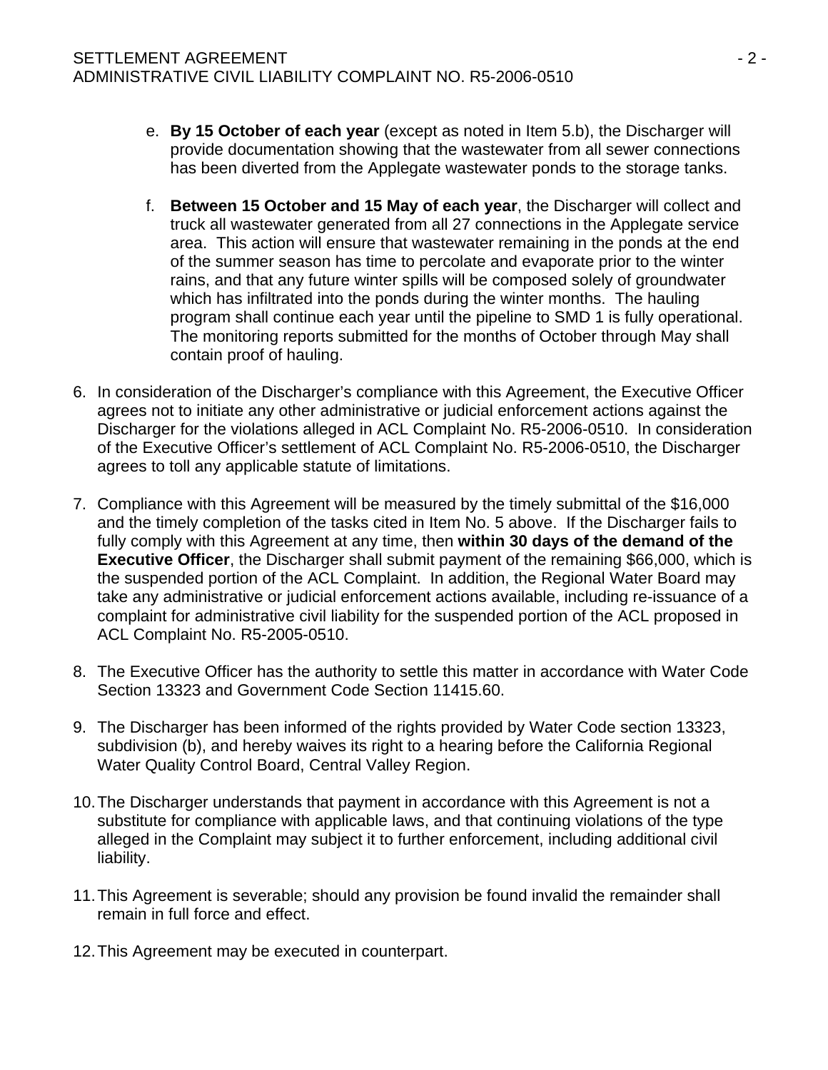e. **By 15 October of each year** (except as noted in Item 5.b), the Discharger will provide documentation showing that the wastewater from all sewer connections has been diverted from the Applegate wastewater ponds to the storage tanks.

f. **Between 15 October and 15 May of each year**, the Discharger will collect and truck all wastewater generated from all 27 connections in the Applegate service area. This action will ensure that wastewater remaining in the ponds at the end of the summer season has time to percolate and evaporate prior to the winter rains, and that any future winter spills will be composed solely of groundwater which has infiltrated into the ponds during the winter months. The hauling program shall continue each year until the pipeline to SMD 1 is fully operational. The monitoring reports submitted for the months of October through May shall contain proof of hauling.

6. In consideration of the Discharger's compliance with this Agreement, the Executive Officer agrees not to initiate any other administrative or judicial enforcement actions against the Discharger for the violations alleged in ACL Complaint No. R5-2006-0510. In consideration of the Executive Officer's settlement of ACL Complaint No. R5-2006-0510, the Discharger agrees to toll any applicable statute of limitations.

7. Compliance with this Agreement will be measured by the timely submittal of the $16,000 and the timely completion of the tasks cited in Item No. 5 above. If the Discharger fails to fully comply with this Agreement at any time, then **within 30 days of the demand of the Executive Officer**, the Discharger shall submit payment of the remaining $66,000, which is the suspended portion of the ACL Complaint. In addition, the Regional Water Board may take any administrative or judicial enforcement actions available, including re-issuance of a complaint for administrative civil liability for the suspended portion of the ACL proposed in ACL Complaint No. R5-2005-0510.

8. The Executive Officer has the authority to settle this matter in accordance with Water Code Section 13323 and Government Code Section 11415.60.

9. The Discharger has been informed of the rights provided by Water Code section 13323, subdivision (b), and hereby waives its right to a hearing before the California Regional Water Quality Control Board, Central Valley Region.

10. The Discharger understands that payment in accordance with this Agreement is not a substitute for compliance with applicable laws, and that continuing violations of the type alleged in the Complaint may subject it to further enforcement, including additional civil liability.

11. This Agreement is severable; should any provision be found invalid the remainder shall remain in full force and effect.

12. This Agreement may be executed in counterpart.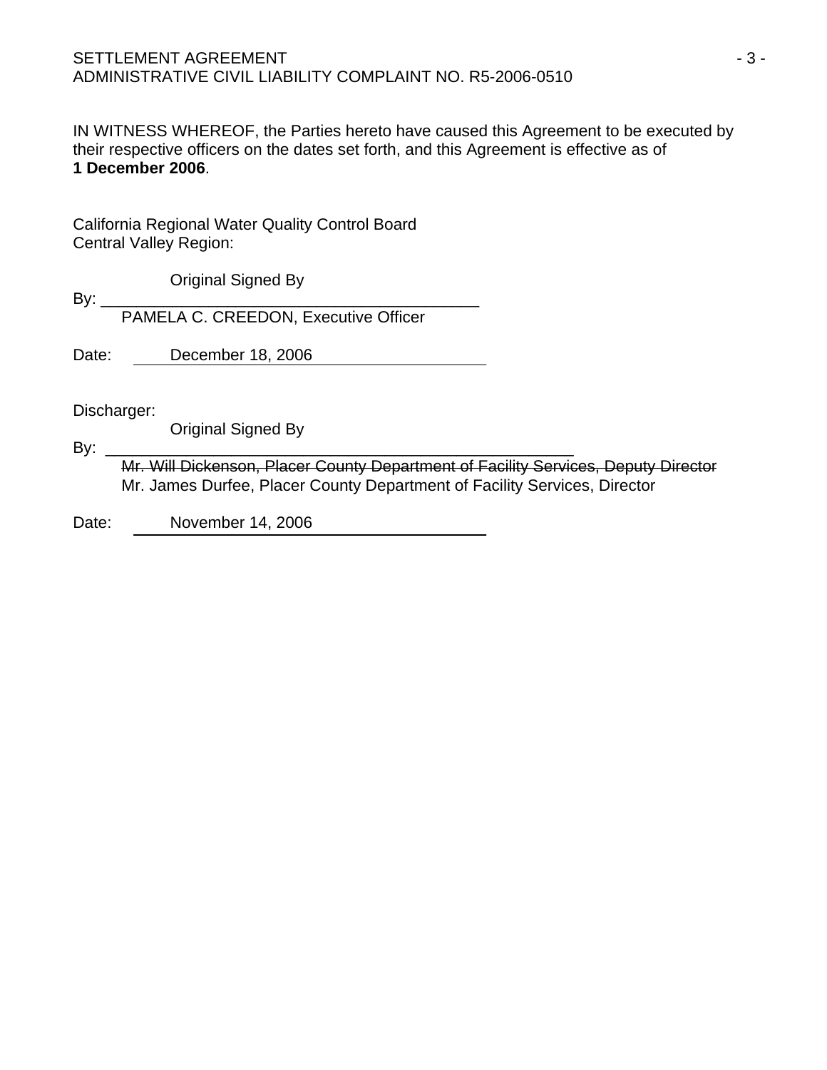IN WITNESS WHEREOF, the Parties hereto have caused this Agreement to be executed by their respective officers on the dates set forth, and this Agreement is effective as of **1 December 2006**.

California Regional Water Quality Control Board
Central Valley Region:

Original Signed By

By: ___________________________________________

PAMELA C. CREEDON, Executive Officer

Date: December 18, 2006

Discharger:

Original Signed By

By: ______________________________________________________

~~Mr. Will Dickenson, Placer County Department of Facility Services, Deputy Director~~

Mr. James Durfee, Placer County Department of Facility Services, Director

Date: November 14, 2006